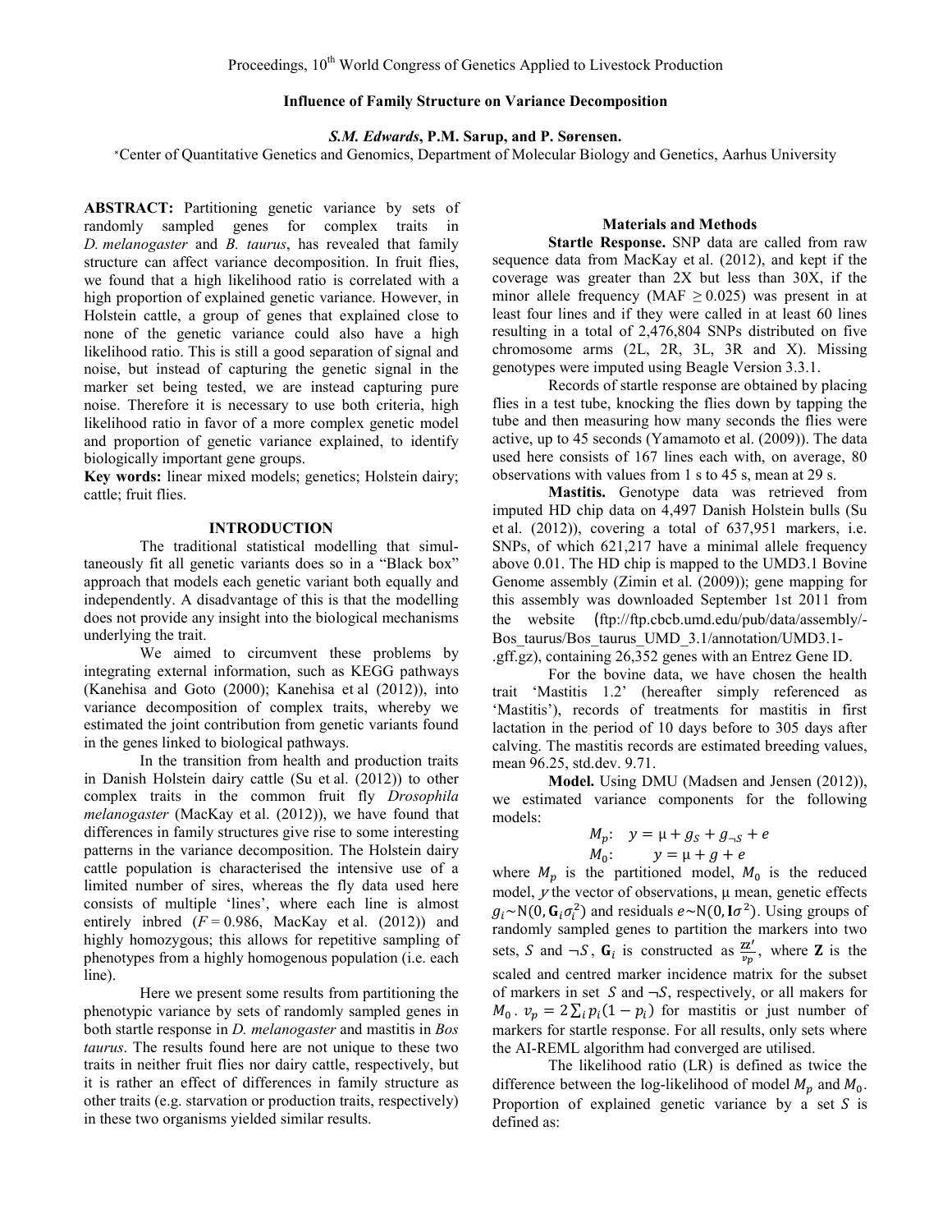Proceedings, 10th World Congress of Genetics Applied to Livestock Production

# Influence of Family Structure on Variance Decomposition

***S.M. Edwards*, P.M. Sarup, and P. Sørensen.**

*Center of Quantitative Genetics and Genomics, Department of Molecular Biology and Genetics, Aarhus University

**ABSTRACT:** Partitioning genetic variance by sets of randomly sampled genes for complex traits in *D. melanogaster* and *B. taurus*, has revealed that family structure can affect variance decomposition. In fruit flies, we found that a high likelihood ratio is correlated with a high proportion of explained genetic variance. However, in Holstein cattle, a group of genes that explained close to none of the genetic variance could also have a high likelihood ratio. This is still a good separation of signal and noise, but instead of capturing the genetic signal in the marker set being tested, we are instead capturing pure noise. Therefore it is necessary to use both criteria, high likelihood ratio in favor of a more complex genetic model and proportion of genetic variance explained, to identify biologically important gene groups.

**Key words:** linear mixed models; genetics; Holstein dairy; cattle; fruit flies.

## INTRODUCTION

The traditional statistical modelling that simultaneously fit all genetic variants does so in a "Black box" approach that models each genetic variant both equally and independently. A disadvantage of this is that the modelling does not provide any insight into the biological mechanisms underlying the trait.

We aimed to circumvent these problems by integrating external information, such as KEGG pathways (Kanehisa and Goto (2000); Kanehisa et al (2012)), into variance decomposition of complex traits, whereby we estimated the joint contribution from genetic variants found in the genes linked to biological pathways.

In the transition from health and production traits in Danish Holstein dairy cattle (Su et al. (2012)) to other complex traits in the common fruit fly *Drosophila melanogaster* (MacKay et al. (2012)), we have found that differences in family structures give rise to some interesting patterns in the variance decomposition. The Holstein dairy cattle population is characterised the intensive use of a limited number of sires, whereas the fly data used here consists of multiple 'lines', where each line is almost entirely inbred ($F = 0.986$, MacKay et al. (2012)) and highly homozygous; this allows for repetitive sampling of phenotypes from a highly homogenous population (i.e. each line).

Here we present some results from partitioning the phenotypic variance by sets of randomly sampled genes in both startle response in *D. melanogaster* and mastitis in *Bos taurus*. The results found here are not unique to these two traits in neither fruit flies nor dairy cattle, respectively, but it is rather an effect of differences in family structure as other traits (e.g. starvation or production traits, respectively) in these two organisms yielded similar results.

## Materials and Methods

**Startle Response.** SNP data are called from raw sequence data from MacKay et al. (2012), and kept if the coverage was greater than 2X but less than 30X, if the minor allele frequency (MAF $\geq 0.025$) was present in at least four lines and if they were called in at least 60 lines resulting in a total of 2,476,804 SNPs distributed on five chromosome arms (2L, 2R, 3L, 3R and X). Missing genotypes were imputed using Beagle Version 3.3.1.

Records of startle response are obtained by placing flies in a test tube, knocking the flies down by tapping the tube and then measuring how many seconds the flies were active, up to 45 seconds (Yamamoto et al. (2009)). The data used here consists of 167 lines each with, on average, 80 observations with values from 1 s to 45 s, mean at 29 s.

**Mastitis.** Genotype data was retrieved from imputed HD chip data on 4,497 Danish Holstein bulls (Su et al. (2012)), covering a total of 637,951 markers, i.e. SNPs, of which 621,217 have a minimal allele frequency above 0.01. The HD chip is mapped to the UMD3.1 Bovine Genome assembly (Zimin et al. (2009)); gene mapping for this assembly was downloaded September 1st 2011 from the website (ftp://ftp.cbcb.umd.edu/pub/data/assembly/-Bos_taurus/Bos_taurus_UMD_3.1/annotation/UMD3.1-.gff.gz), containing 26,352 genes with an Entrez Gene ID.

For the bovine data, we have chosen the health trait 'Mastitis 1.2' (hereafter simply referenced as 'Mastitis'), records of treatments for mastitis in first lactation in the period of 10 days before to 305 days after calving. The mastitis records are estimated breeding values, mean 96.25, std.dev. 9.71.

**Model.** Using DMU (Madsen and Jensen (2012)), we estimated variance components for the following models:

$$M_p: \quad y = \mu + g_S + g_{\neg S} + e$$
$$M_0: \quad y = \mu + g + e$$

where $M_p$ is the partitioned model, $M_0$ is the reduced model, $y$ the vector of observations, μ mean, genetic effects $g_i \sim \mathrm{N}(0, \mathbf{G}_i\sigma_i^2)$ and residuals $e \sim \mathrm{N}(0, \mathbf{I}\sigma^2)$. Using groups of randomly sampled genes to partition the markers into two sets, $S$ and $\neg S$, $\mathbf{G}_i$ is constructed as $\frac{\mathbf{ZZ}'}{v_p}$, where $\mathbf{Z}$ is the scaled and centred marker incidence matrix for the subset of markers in set $S$ and $\neg S$, respectively, or all makers for $M_0$. $v_p = 2\sum_i p_i(1-p_i)$ for mastitis or just number of markers for startle response. For all results, only sets where the AI-REML algorithm had converged are utilised.

The likelihood ratio (LR) is defined as twice the difference between the log-likelihood of model $M_p$ and $M_0$. Proportion of explained genetic variance by a set $S$ is defined as: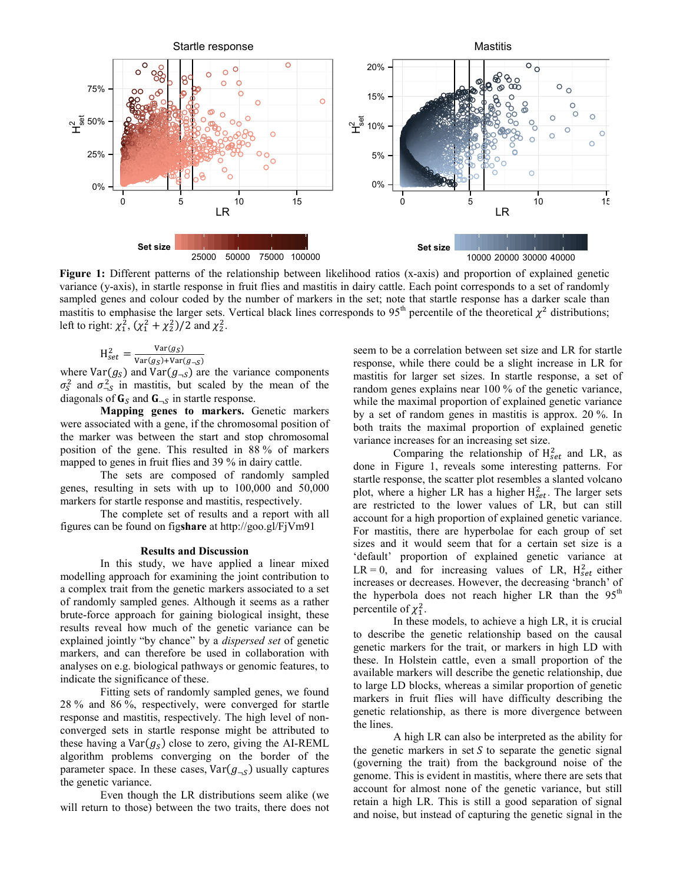**Figure 1:** Different patterns of the relationship between likelihood ratios (x-axis) and proportion of explained genetic variance (y-axis), in startle response in fruit flies and mastitis in dairy cattle. Each point corresponds to a set of randomly sampled genes and colour coded by the number of markers in the set; note that startle response has a darker scale than mastitis to emphasise the larger sets. Vertical black lines corresponds to 95[th] percentile of the theoretical $\chi^2$ distributions; left to right: $\chi^2_1$, $(\chi^2_1 + \chi^2_2)/2$ and $\chi^2_2$.

$$\mathrm{H}^2_{set} = \frac{\mathrm{Var}(g_S)}{\mathrm{Var}(g_S)+\mathrm{Var}(g_{\neg S})}$$

where $\mathrm{Var}(g_S)$ and $\mathrm{Var}(g_{\neg S})$ are the variance components $\sigma^2_S$ and $\sigma^2_{\neg S}$ in mastitis, but scaled by the mean of the diagonals of $\mathbf{G}_S$ and $\mathbf{G}_{\neg S}$ in startle response.

**Mapping genes to markers.** Genetic markers were associated with a gene, if the chromosomal position of the marker was between the start and stop chromosomal position of the gene. This resulted in 88 % of markers mapped to genes in fruit flies and 39 % in dairy cattle.

The sets are composed of randomly sampled genes, resulting in sets with up to 100,000 and 50,000 markers for startle response and mastitis, respectively.

The complete set of results and a report with all figures can be found on fig**share** at http://goo.gl/FjVm91

## Results and Discussion

In this study, we have applied a linear mixed modelling approach for examining the joint contribution to a complex trait from the genetic markers associated to a set of randomly sampled genes. Although it seems as a rather brute-force approach for gaining biological insight, these results reveal how much of the genetic variance can be explained jointly "by chance" by a *dispersed set* of genetic markers, and can therefore be used in collaboration with analyses on e.g. biological pathways or genomic features, to indicate the significance of these.

Fitting sets of randomly sampled genes, we found 28 % and 86 %, respectively, were converged for startle response and mastitis, respectively. The high level of non-converged sets in startle response might be attributed to these having a $\mathrm{Var}(g_S)$ close to zero, giving the AI-REML algorithm problems converging on the border of the parameter space. In these cases, $\mathrm{Var}(g_{\neg S})$ usually captures the genetic variance.

Even though the LR distributions seem alike (we will return to those) between the two traits, there does not seem to be a correlation between set size and LR for startle response, while there could be a slight increase in LR for mastitis for larger set sizes. In startle response, a set of random genes explains near 100 % of the genetic variance, while the maximal proportion of explained genetic variance by a set of random genes in mastitis is approx. 20 %. In both traits the maximal proportion of explained genetic variance increases for an increasing set size.

Comparing the relationship of $\mathrm{H}^2_{set}$ and LR, as done in Figure 1, reveals some interesting patterns. For startle response, the scatter plot resembles a slanted volcano plot, where a higher LR has a higher $\mathrm{H}^2_{set}$. The larger sets are restricted to the lower values of LR, but can still account for a high proportion of explained genetic variance. For mastitis, there are hyperbolae for each group of set sizes and it would seem that for a certain set size is a 'default' proportion of explained genetic variance at LR = 0, and for increasing values of LR, $\mathrm{H}^2_{set}$ either increases or decreases. However, the decreasing 'branch' of the hyperbola does not reach higher LR than the 95[th] percentile of $\chi^2_1$.

In these models, to achieve a high LR, it is crucial to describe the genetic relationship based on the causal genetic markers for the trait, or markers in high LD with these. In Holstein cattle, even a small proportion of the available markers will describe the genetic relationship, due to large LD blocks, whereas a similar proportion of genetic markers in fruit flies will have difficulty describing the genetic relationship, as there is more divergence between the lines.

A high LR can also be interpreted as the ability for the genetic markers in set $S$ to separate the genetic signal (governing the trait) from the background noise of the genome. This is evident in mastitis, where there are sets that account for almost none of the genetic variance, but still retain a high LR. This is still a good separation of signal and noise, but instead of capturing the genetic signal in the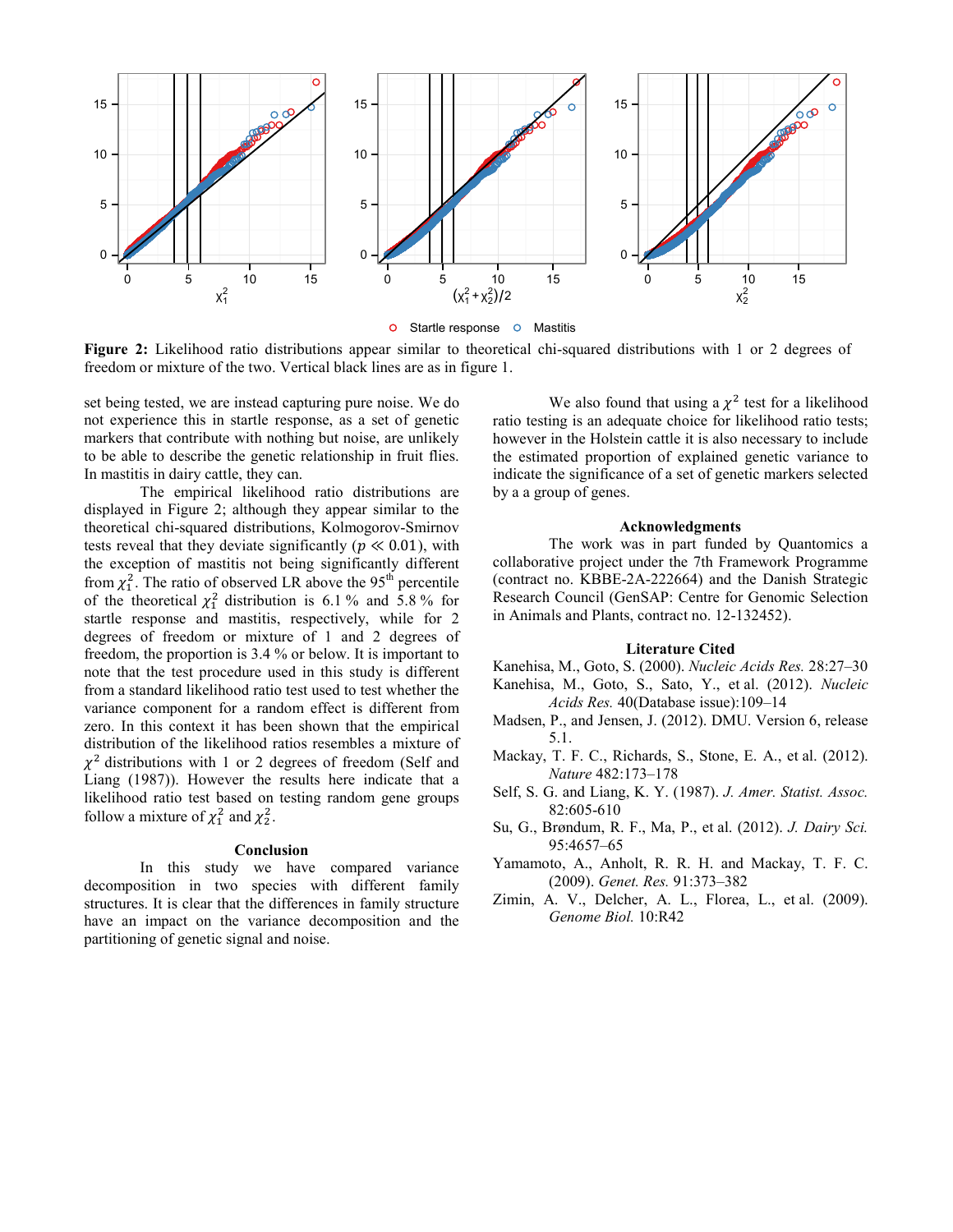15
10
5
0
0 5 10 15
$\chi_1^2$

15
10
5
0
0 5 10 15
$(\chi_1^2+\chi_2^2)/2$

15
10
5
0
0 5 10 15
$\chi_2^2$

Startle response Mastitis

**Figure 2:** Likelihood ratio distributions appear similar to theoretical chi-squared distributions with 1 or 2 degrees of freedom or mixture of the two. Vertical black lines are as in figure 1.

set being tested, we are instead capturing pure noise. We do not experience this in startle response, as a set of genetic markers that contribute with nothing but noise, are unlikely to be able to describe the genetic relationship in fruit flies. In mastitis in dairy cattle, they can.

The empirical likelihood ratio distributions are displayed in Figure 2; although they appear similar to the theoretical chi-squared distributions, Kolmogorov-Smirnov tests reveal that they deviate significantly ($p \ll 0.01$), with the exception of mastitis not being significantly different from $\chi_1^2$. The ratio of observed LR above the 95[th] percentile of the theoretical $\chi_1^2$ distribution is 6.1 % and 5.8 % for startle response and mastitis, respectively, while for 2 degrees of freedom or mixture of 1 and 2 degrees of freedom, the proportion is 3.4 % or below. It is important to note that the test procedure used in this study is different from a standard likelihood ratio test used to test whether the variance component for a random effect is different from zero. In this context it has been shown that the empirical distribution of the likelihood ratios resembles a mixture of $\chi^2$ distributions with 1 or 2 degrees of freedom (Self and Liang (1987)). However the results here indicate that a likelihood ratio test based on testing random gene groups follow a mixture of $\chi_1^2$ and $\chi_2^2$.

## Conclusion

In this study we have compared variance decomposition in two species with different family structures. It is clear that the differences in family structure have an impact on the variance decomposition and the partitioning of genetic signal and noise.

We also found that using a $\chi^2$ test for a likelihood ratio testing is an adequate choice for likelihood ratio tests; however in the Holstein cattle it is also necessary to include the estimated proportion of explained genetic variance to indicate the significance of a set of genetic markers selected by a a group of genes.

## Acknowledgments

The work was in part funded by Quantomics a collaborative project under the 7th Framework Programme (contract no. KBBE-2A-222664) and the Danish Strategic Research Council (GenSAP: Centre for Genomic Selection in Animals and Plants, contract no. 12-132452).

## Literature Cited

Kanehisa, M., Goto, S. (2000). *Nucleic Acids Res.* 28:27–30

Kanehisa, M., Goto, S., Sato, Y., et al. (2012). *Nucleic Acids Res.* 40(Database issue):109–14

Madsen, P., and Jensen, J. (2012). DMU. Version 6, release 5.1.

Mackay, T. F. C., Richards, S., Stone, E. A., et al. (2012). *Nature* 482:173–178

Self, S. G. and Liang, K. Y. (1987). *J. Amer. Statist. Assoc.* 82:605-610

Su, G., Brøndum, R. F., Ma, P., et al. (2012). *J. Dairy Sci.* 95:4657–65

Yamamoto, A., Anholt, R. R. H. and Mackay, T. F. C. (2009). *Genet. Res.* 91:373–382

Zimin, A. V., Delcher, A. L., Florea, L., et al. (2009). *Genome Biol.* 10:R42